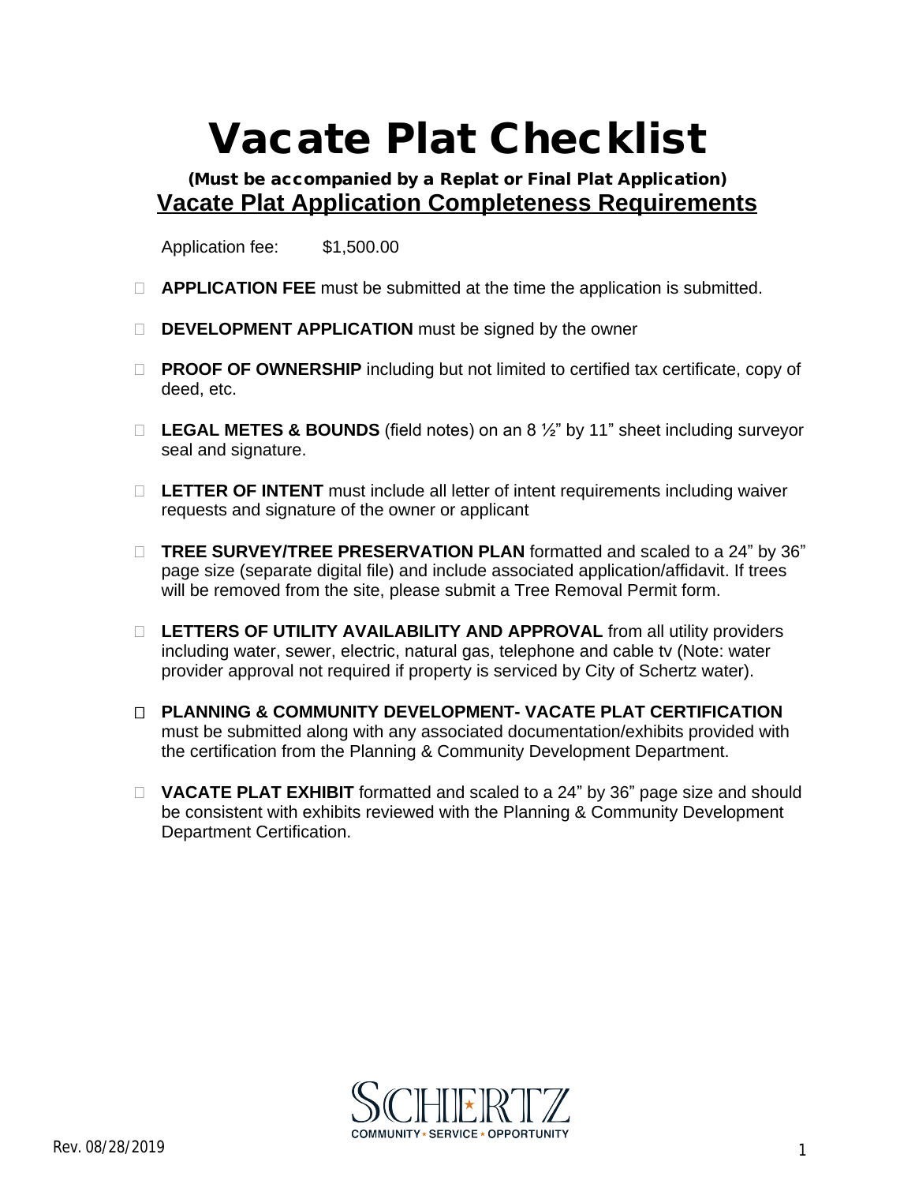# Vacate Plat Checklist

### (Must be accompanied by a Replat or Final Plat Application)

## Vacate Plat Application Completeness Requirements

Application fee: $1,500.00

- ☐ **APPLICATION FEE** must be submitted at the time the application is submitted.
- ☐ **DEVELOPMENT APPLICATION** must be signed by the owner
- ☐ **PROOF OF OWNERSHIP** including but not limited to certified tax certificate, copy of deed, etc.
- ☐ **LEGAL METES & BOUNDS** (field notes) on an 8 ½" by 11" sheet including surveyor seal and signature.
- ☐ **LETTER OF INTENT** must include all letter of intent requirements including waiver requests and signature of the owner or applicant
- ☐ **TREE SURVEY/TREE PRESERVATION PLAN** formatted and scaled to a 24" by 36" page size (separate digital file) and include associated application/affidavit. If trees will be removed from the site, please submit a Tree Removal Permit form.
- ☐ **LETTERS OF UTILITY AVAILABILITY AND APPROVAL** from all utility providers including water, sewer, electric, natural gas, telephone and cable tv (Note: water provider approval not required if property is serviced by City of Schertz water).
- ☐ **PLANNING & COMMUNITY DEVELOPMENT- VACATE PLAT CERTIFICATION** must be submitted along with any associated documentation/exhibits provided with the certification from the Planning & Community Development Department.
- ☐ **VACATE PLAT EXHIBIT** formatted and scaled to a 24" by 36" page size and should be consistent with exhibits reviewed with the Planning & Community Development Department Certification.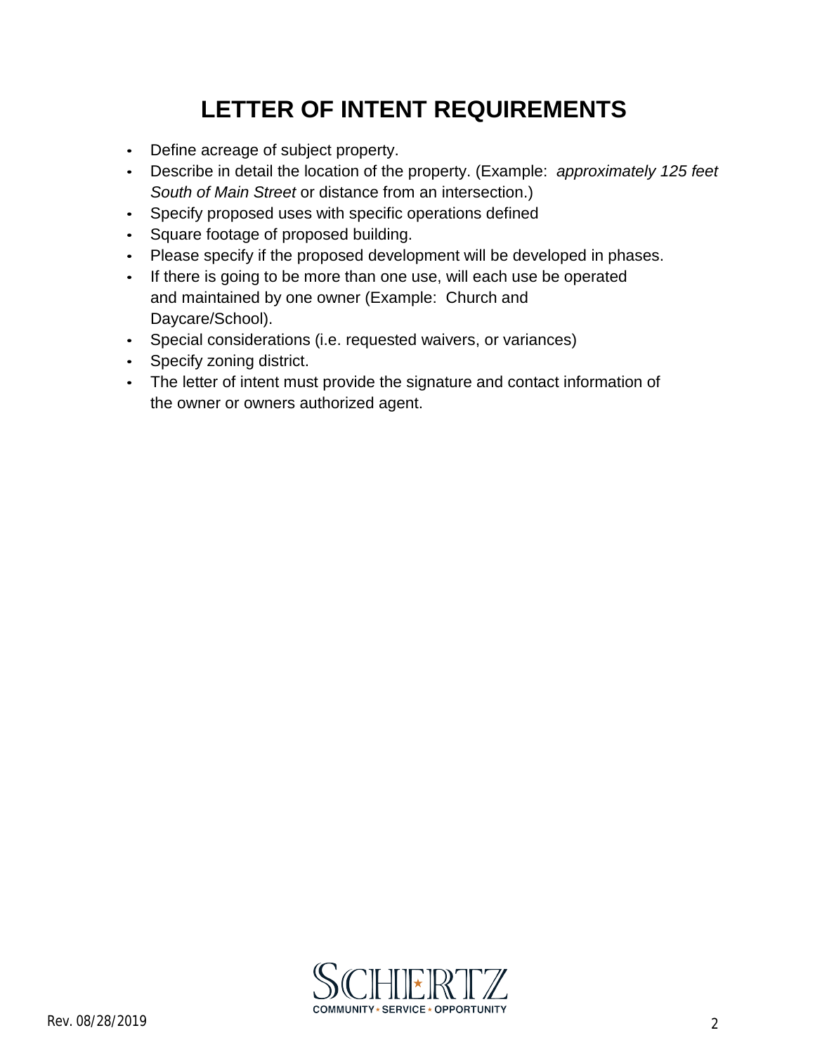# LETTER OF INTENT REQUIREMENTS

- Define acreage of subject property.
- Describe in detail the location of the property. (Example: *approximately 125 feet South of Main Street* or distance from an intersection.)
- Specify proposed uses with specific operations defined
- Square footage of proposed building.
- Please specify if the proposed development will be developed in phases.
- If there is going to be more than one use, will each use be operated and maintained by one owner (Example: Church and Daycare/School).
- Special considerations (i.e. requested waivers, or variances)
- Specify zoning district.
- The letter of intent must provide the signature and contact information of the owner or owners authorized agent.

SCHERTZ
COMMUNITY ★ SERVICE ★ OPPORTUNITY

Rev. 08/28/2019